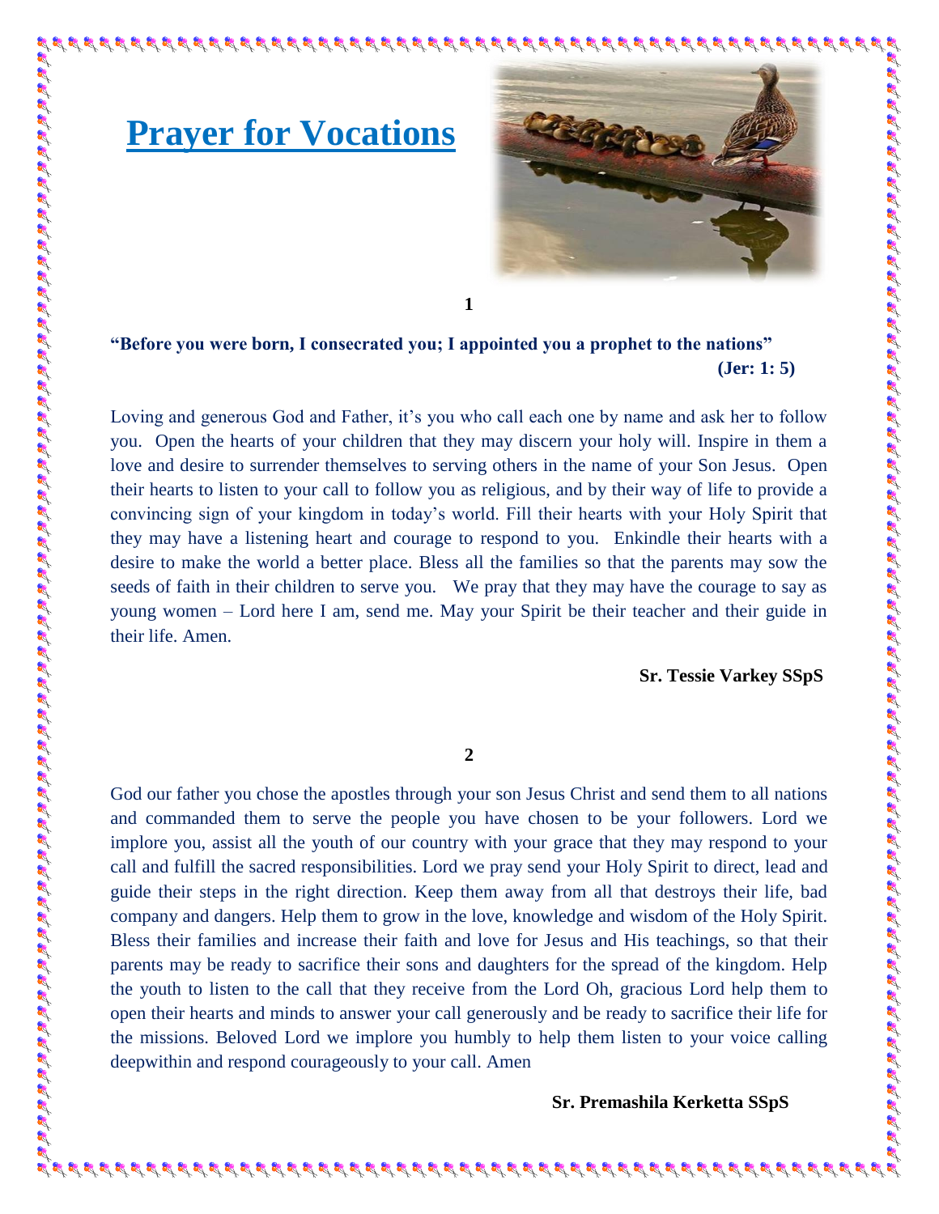# Prayer for Vocations

## 1

**"Before you were born, I consecrated you; I appointed you a prophet to the nations" (Jer: 1: 5)**

Loving and generous God and Father, it's you who call each one by name and ask her to follow you. Open the hearts of your children that they may discern your holy will. Inspire in them a love and desire to surrender themselves to serving others in the name of your Son Jesus. Open their hearts to listen to your call to follow you as religious, and by their way of life to provide a convincing sign of your kingdom in today's world. Fill their hearts with your Holy Spirit that they may have a listening heart and courage to respond to you. Enkindle their hearts with a desire to make the world a better place. Bless all the families so that the parents may sow the seeds of faith in their children to serve you. We pray that they may have the courage to say as young women – Lord here I am, send me. May your Spirit be their teacher and their guide in their life. Amen.

**Sr. Tessie Varkey SSpS**

## 2

God our father you chose the apostles through your son Jesus Christ and send them to all nations and commanded them to serve the people you have chosen to be your followers. Lord we implore you, assist all the youth of our country with your grace that they may respond to your call and fulfill the sacred responsibilities. Lord we pray send your Holy Spirit to direct, lead and guide their steps in the right direction. Keep them away from all that destroys their life, bad company and dangers. Help them to grow in the love, knowledge and wisdom of the Holy Spirit. Bless their families and increase their faith and love for Jesus and His teachings, so that their parents may be ready to sacrifice their sons and daughters for the spread of the kingdom. Help the youth to listen to the call that they receive from the Lord Oh, gracious Lord help them to open their hearts and minds to answer your call generously and be ready to sacrifice their life for the missions. Beloved Lord we implore you humbly to help them listen to your voice calling deepwithin and respond courageously to your call. Amen

**Sr. Premashila Kerketta SSpS**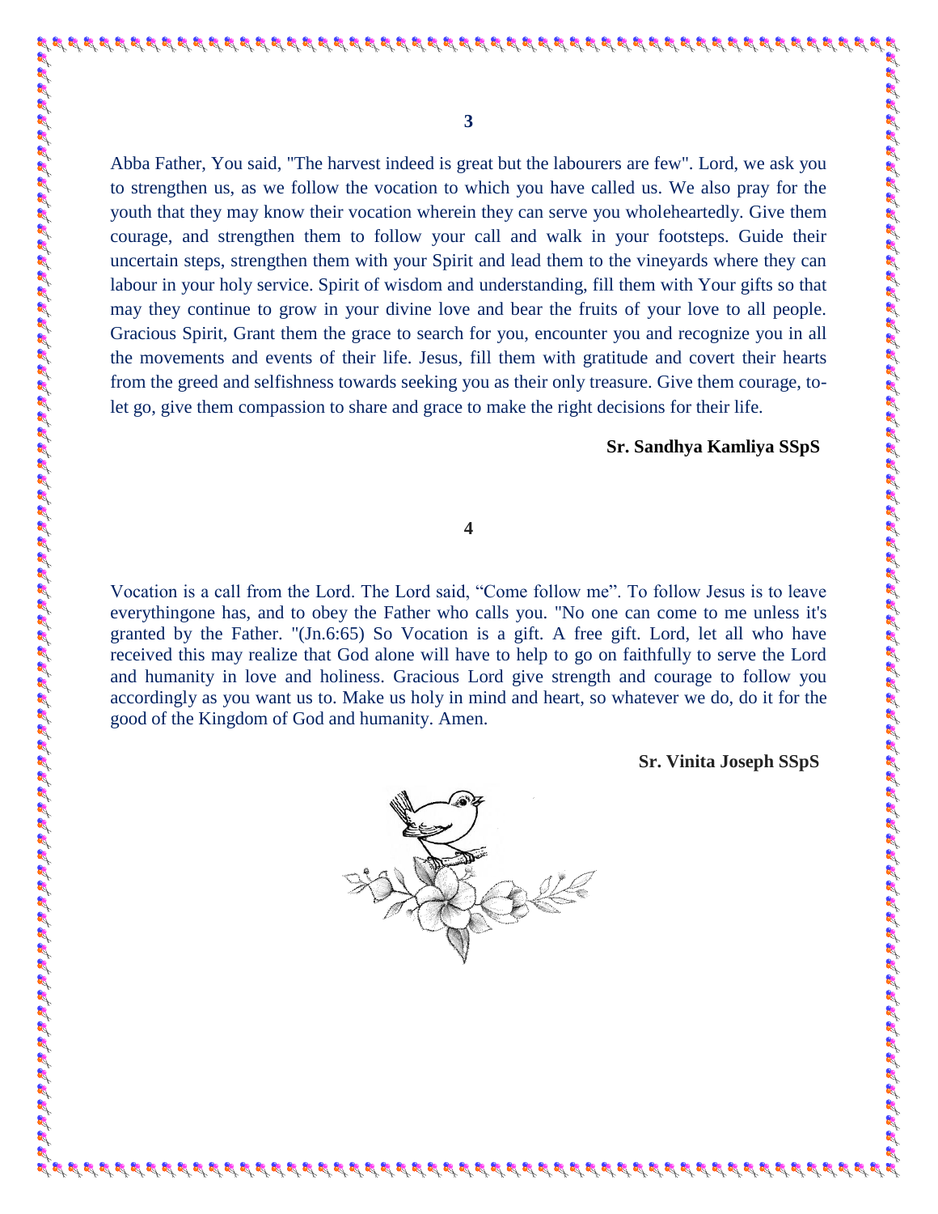**3**

Abba Father, You said, "The harvest indeed is great but the labourers are few". Lord, we ask you to strengthen us, as we follow the vocation to which you have called us. We also pray for the youth that they may know their vocation wherein they can serve you wholeheartedly. Give them courage, and strengthen them to follow your call and walk in your footsteps. Guide their uncertain steps, strengthen them with your Spirit and lead them to the vineyards where they can labour in your holy service. Spirit of wisdom and understanding, fill them with Your gifts so that may they continue to grow in your divine love and bear the fruits of your love to all people. Gracious Spirit, Grant them the grace to search for you, encounter you and recognize you in all the movements and events of their life. Jesus, fill them with gratitude and covert their hearts from the greed and selfishness towards seeking you as their only treasure. Give them courage, to-let go, give them compassion to share and grace to make the right decisions for their life.

**Sr. Sandhya Kamliya SSpS**

**4**

Vocation is a call from the Lord. The Lord said, "Come follow me". To follow Jesus is to leave everythingone has, and to obey the Father who calls you. "No one can come to me unless it's granted by the Father. "(Jn.6:65) So Vocation is a gift. A free gift. Lord, let all who have received this may realize that God alone will have to help to go on faithfully to serve the Lord and humanity in love and holiness. Gracious Lord give strength and courage to follow you accordingly as you want us to. Make us holy in mind and heart, so whatever we do, do it for the good of the Kingdom of God and humanity. Amen.

**Sr. Vinita Joseph SSpS**